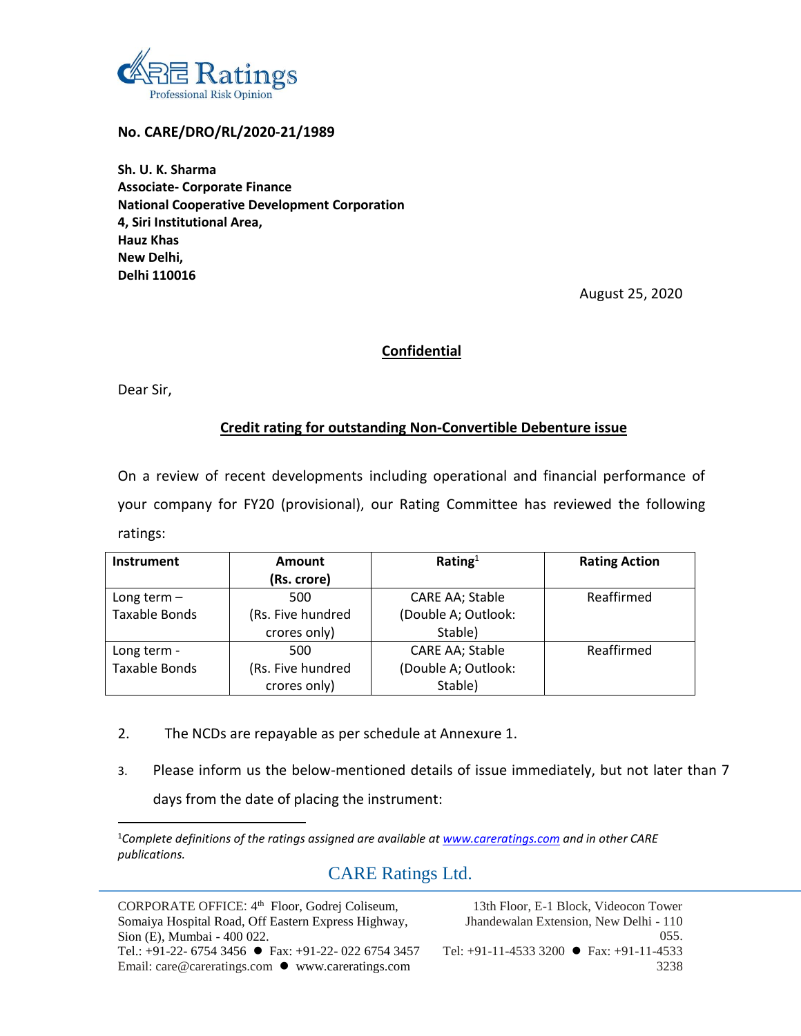No. CARE/DRO/RL/2020-21/1989

**Sh. U. K. Sharma**
**Associate- Corporate Finance**
**National Cooperative Development Corporation**
**4, Siri Institutional Area,**
**Hauz Khas**
**New Delhi,**
**Delhi 110016**

August 25, 2020

**Confidential**

Dear Sir,

**Credit rating for outstanding Non-Convertible Debenture issue**

On a review of recent developments including operational and financial performance of your company for FY20 (provisional), our Rating Committee has reviewed the following ratings:

| Instrument | Amount (Rs. crore) | Rating[1] | Rating Action |
|---|---|---|---|
| Long term – Taxable Bonds | 500 (Rs. Five hundred crores only) | CARE AA; Stable (Double A; Outlook: Stable) | Reaffirmed |
| Long term - Taxable Bonds | 500 (Rs. Five hundred crores only) | CARE AA; Stable (Double A; Outlook: Stable) | Reaffirmed |

2. The NCDs are repayable as per schedule at Annexure 1.

3. Please inform us the below-mentioned details of issue immediately, but not later than 7 days from the date of placing the instrument:

[1]*Complete definitions of the ratings assigned are available at www.careratings.com and in other CARE publications.*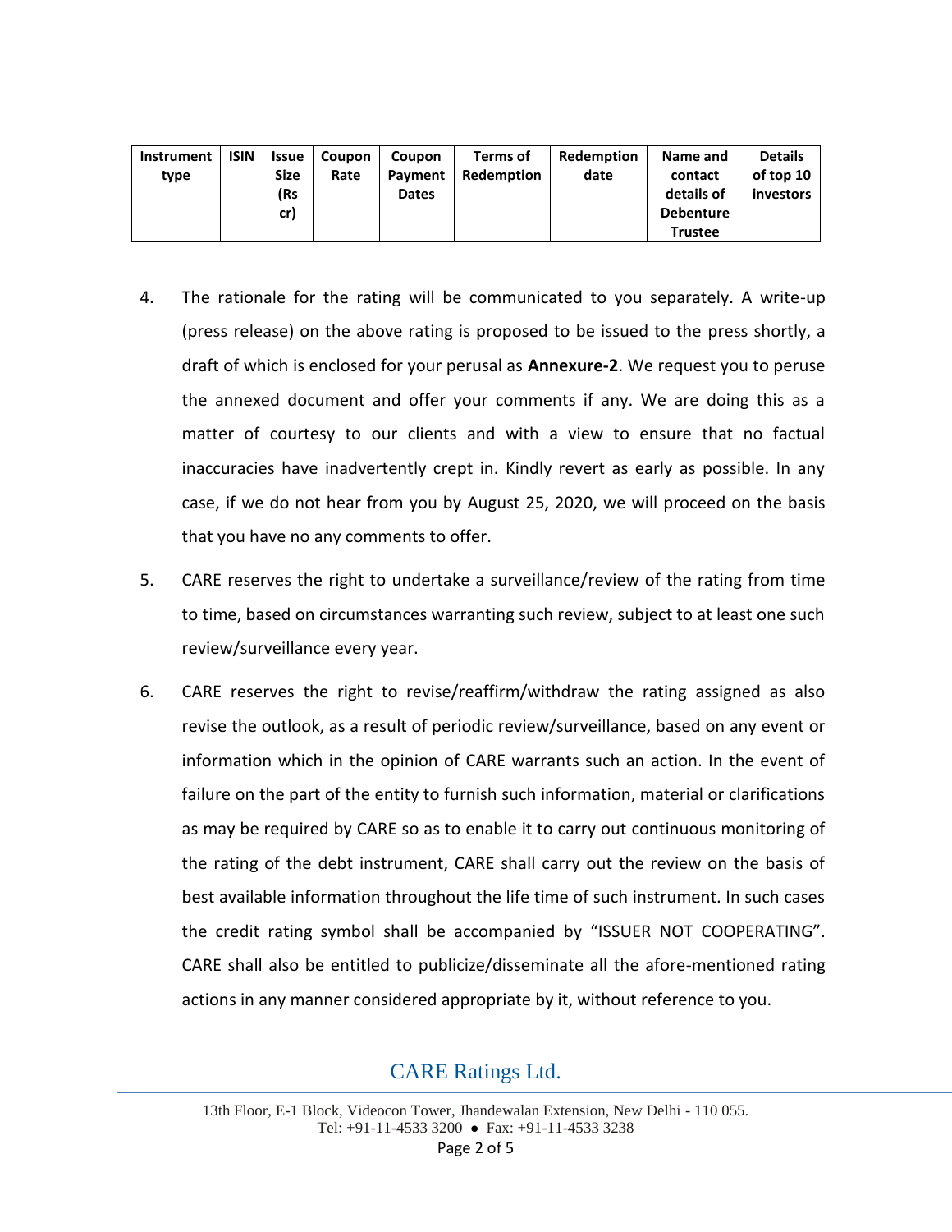| Instrument type | ISIN | Issue Size (Rs cr) | Coupon Rate | Coupon Payment Dates | Terms of Redemption | Redemption date | Name and contact details of Debenture Trustee | Details of top 10 investors |
|---|---|---|---|---|---|---|---|---|

4. The rationale for the rating will be communicated to you separately. A write-up (press release) on the above rating is proposed to be issued to the press shortly, a draft of which is enclosed for your perusal as **Annexure-2**. We request you to peruse the annexed document and offer your comments if any. We are doing this as a matter of courtesy to our clients and with a view to ensure that no factual inaccuracies have inadvertently crept in. Kindly revert as early as possible. In any case, if we do not hear from you by August 25, 2020, we will proceed on the basis that you have no any comments to offer.

5. CARE reserves the right to undertake a surveillance/review of the rating from time to time, based on circumstances warranting such review, subject to at least one such review/surveillance every year.

6. CARE reserves the right to revise/reaffirm/withdraw the rating assigned as also revise the outlook, as a result of periodic review/surveillance, based on any event or information which in the opinion of CARE warrants such an action. In the event of failure on the part of the entity to furnish such information, material or clarifications as may be required by CARE so as to enable it to carry out continuous monitoring of the rating of the debt instrument, CARE shall carry out the review on the basis of best available information throughout the life time of such instrument. In such cases the credit rating symbol shall be accompanied by "ISSUER NOT COOPERATING". CARE shall also be entitled to publicize/disseminate all the afore-mentioned rating actions in any manner considered appropriate by it, without reference to you.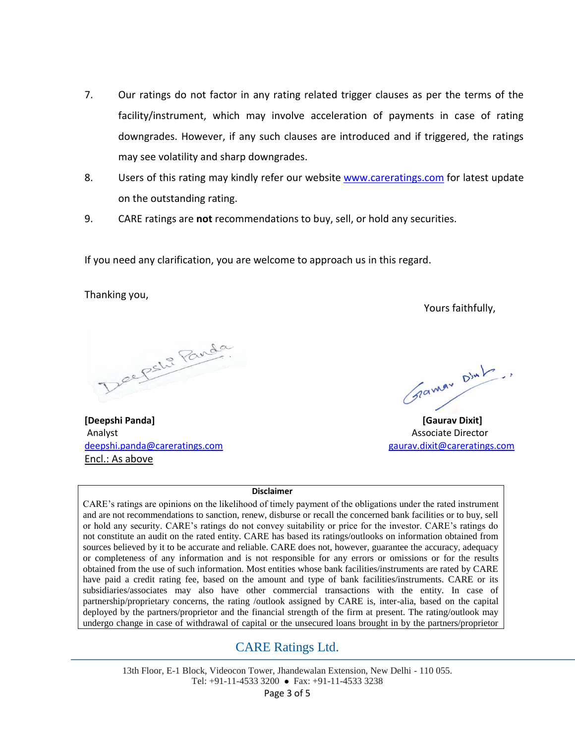7. Our ratings do not factor in any rating related trigger clauses as per the terms of the facility/instrument, which may involve acceleration of payments in case of rating downgrades. However, if any such clauses are introduced and if triggered, the ratings may see volatility and sharp downgrades.
8. Users of this rating may kindly refer our website www.careratings.com for latest update on the outstanding rating.
9. CARE ratings are **not** recommendations to buy, sell, or hold any securities.

If you need any clarification, you are welcome to approach us in this regard.

Thanking you,

Yours faithfully,

**[Deepshi Panda]**
Analyst
deepshi.panda@careratings.com

**[Gaurav Dixit]**
Associate Director
gaurav.dixit@careratings.com

Encl.: As above

**Disclaimer**

CARE's ratings are opinions on the likelihood of timely payment of the obligations under the rated instrument and are not recommendations to sanction, renew, disburse or recall the concerned bank facilities or to buy, sell or hold any security. CARE's ratings do not convey suitability or price for the investor. CARE's ratings do not constitute an audit on the rated entity. CARE has based its ratings/outlooks on information obtained from sources believed by it to be accurate and reliable. CARE does not, however, guarantee the accuracy, adequacy or completeness of any information and is not responsible for any errors or omissions or for the results obtained from the use of such information. Most entities whose bank facilities/instruments are rated by CARE have paid a credit rating fee, based on the amount and type of bank facilities/instruments. CARE or its subsidiaries/associates may also have other commercial transactions with the entity. In case of partnership/proprietary concerns, the rating /outlook assigned by CARE is, inter-alia, based on the capital deployed by the partners/proprietor and the financial strength of the firm at present. The rating/outlook may undergo change in case of withdrawal of capital or the unsecured loans brought in by the partners/proprietor

CARE Ratings Ltd.

13th Floor, E-1 Block, Videocon Tower, Jhandewalan Extension, New Delhi - 110 055.
Tel: +91-11-4533 3200 ● Fax: +91-11-4533 3238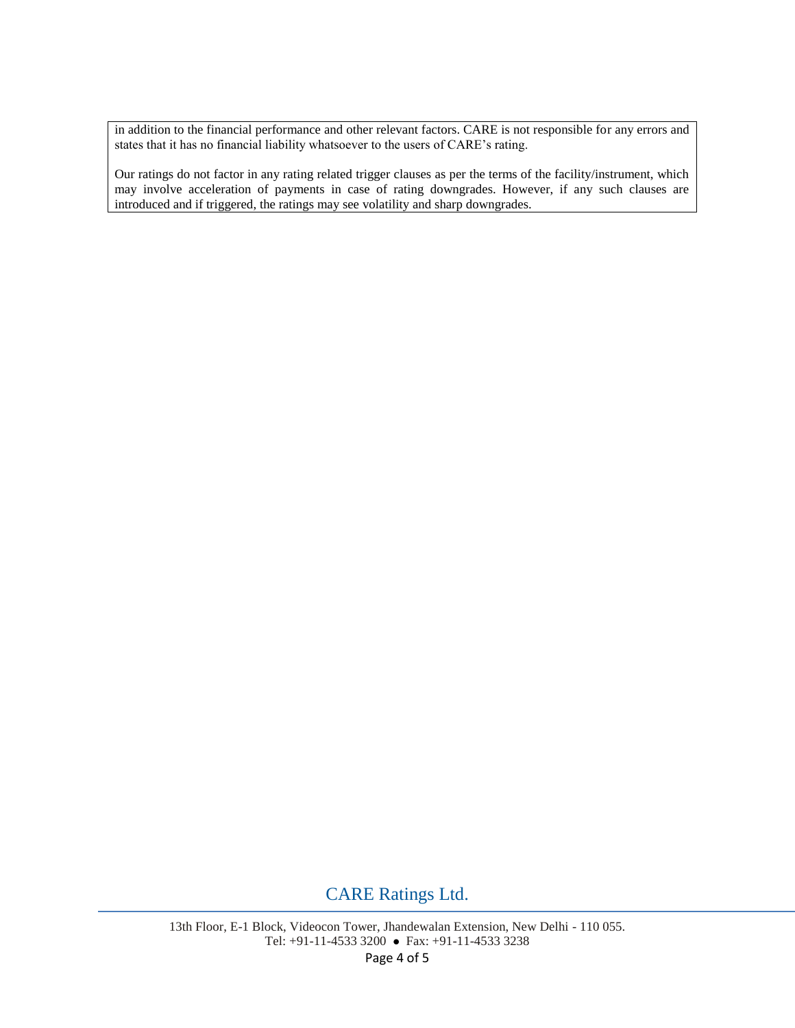in addition to the financial performance and other relevant factors. CARE is not responsible for any errors and states that it has no financial liability whatsoever to the users of CARE's rating.

Our ratings do not factor in any rating related trigger clauses as per the terms of the facility/instrument, which may involve acceleration of payments in case of rating downgrades. However, if any such clauses are introduced and if triggered, the ratings may see volatility and sharp downgrades.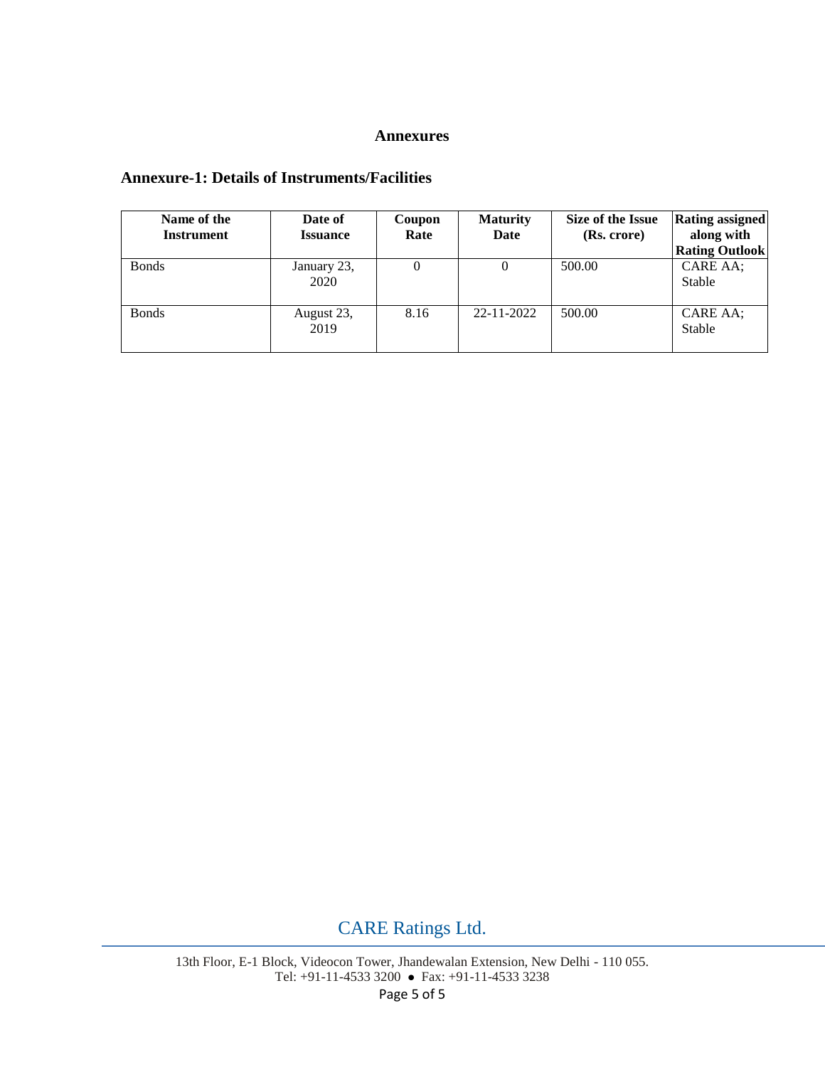## Annexures

### Annexure-1: Details of Instruments/Facilities

| Name of the Instrument | Date of Issuance | Coupon Rate | Maturity Date | Size of the Issue (Rs. crore) | Rating assigned along with Rating Outlook |
|---|---|---|---|---|---|
| Bonds | January 23, 2020 | 0 | 0 | 500.00 | CARE AA; Stable |
| Bonds | August 23, 2019 | 8.16 | 22-11-2022 | 500.00 | CARE AA; Stable |

CARE Ratings Ltd.

13th Floor, E-1 Block, Videocon Tower, Jhandewalan Extension, New Delhi - 110 055.
Tel: +91-11-4533 3200 ● Fax: +91-11-4533 3238